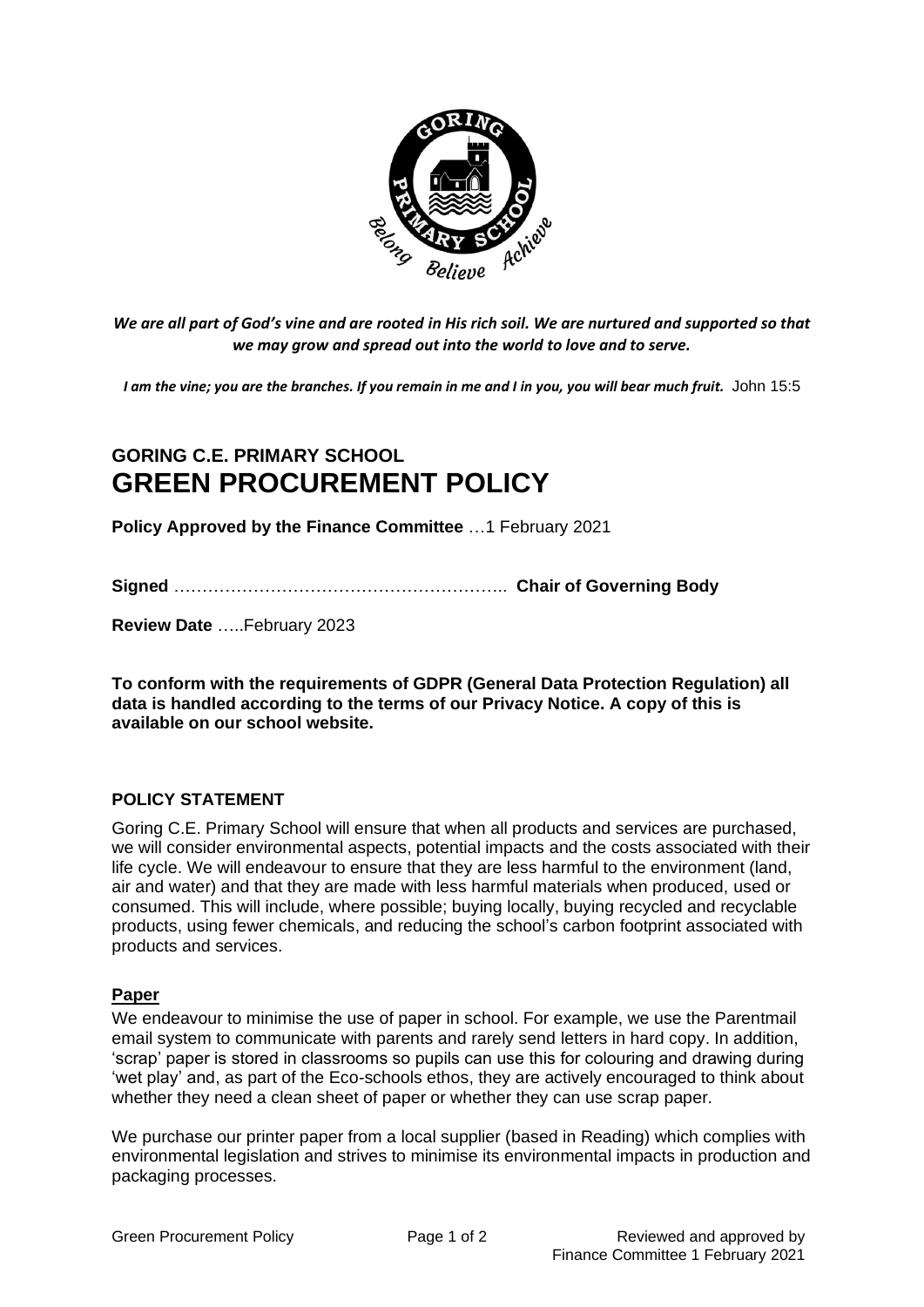*We are all part of God's vine and are rooted in His rich soil. We are nurtured and supported so that we may grow and spread out into the world to love and to serve.*

***I am the vine; you are the branches. If you remain in me and I in you, you will bear much fruit.*** John 15:5

# GORING C.E. PRIMARY SCHOOL
# GREEN PROCUREMENT POLICY

**Policy Approved by the Finance Committee** …1 February 2021

**Signed** ………………………………………………….. **Chair of Governing Body**

**Review Date** …..February 2023

**To conform with the requirements of GDPR (General Data Protection Regulation) all data is handled according to the terms of our Privacy Notice. A copy of this is available on our school website.**

## POLICY STATEMENT

Goring C.E. Primary School will ensure that when all products and services are purchased, we will consider environmental aspects, potential impacts and the costs associated with their life cycle. We will endeavour to ensure that they are less harmful to the environment (land, air and water) and that they are made with less harmful materials when produced, used or consumed. This will include, where possible; buying locally, buying recycled and recyclable products, using fewer chemicals, and reducing the school's carbon footprint associated with products and services.

### Paper

We endeavour to minimise the use of paper in school. For example, we use the Parentmail email system to communicate with parents and rarely send letters in hard copy. In addition, 'scrap' paper is stored in classrooms so pupils can use this for colouring and drawing during 'wet play' and, as part of the Eco-schools ethos, they are actively encouraged to think about whether they need a clean sheet of paper or whether they can use scrap paper.

We purchase our printer paper from a local supplier (based in Reading) which complies with environmental legislation and strives to minimise its environmental impacts in production and packaging processes.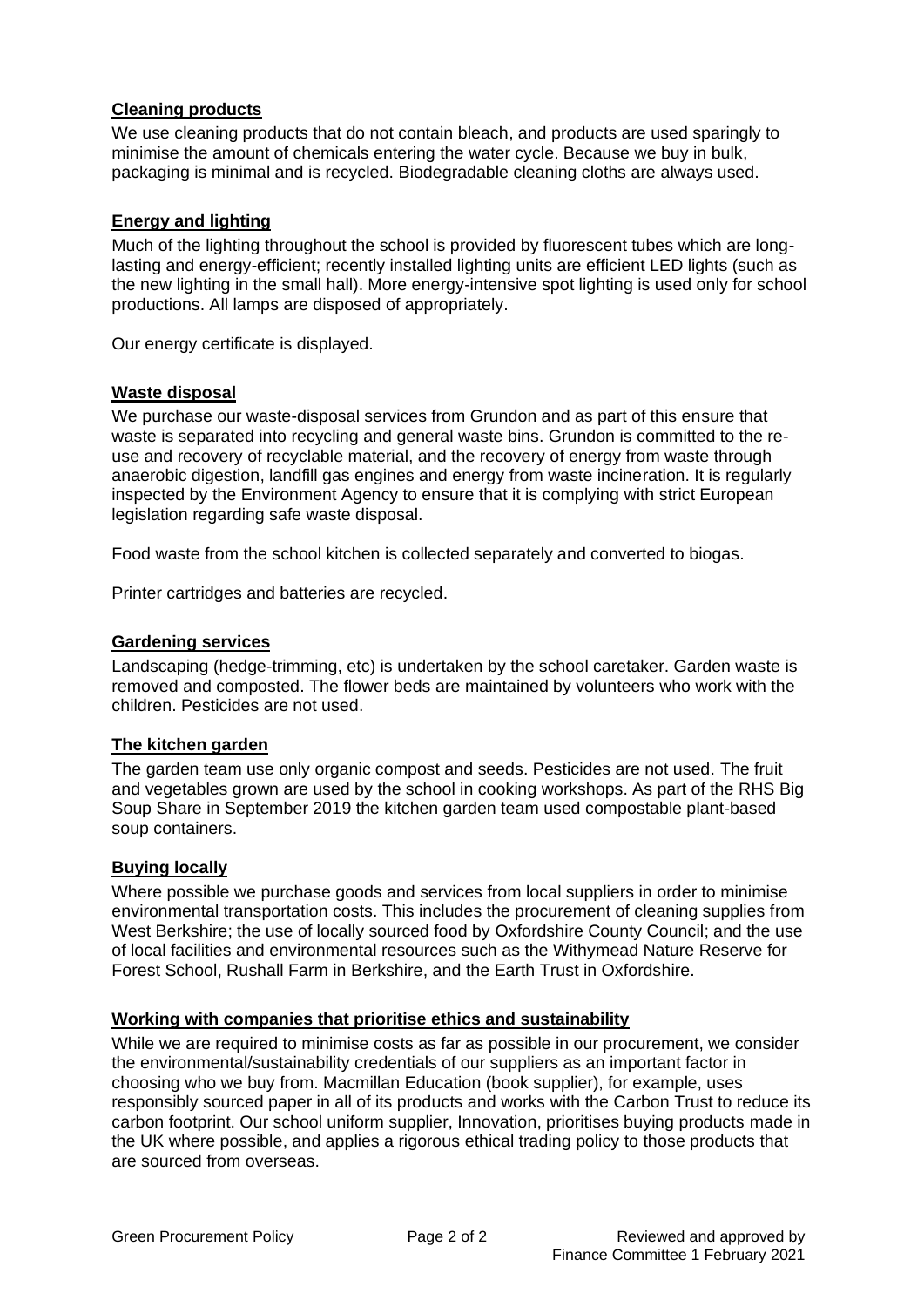**Cleaning products**

We use cleaning products that do not contain bleach, and products are used sparingly to minimise the amount of chemicals entering the water cycle. Because we buy in bulk, packaging is minimal and is recycled. Biodegradable cleaning cloths are always used.

**Energy and lighting**

Much of the lighting throughout the school is provided by fluorescent tubes which are long-lasting and energy-efficient; recently installed lighting units are efficient LED lights (such as the new lighting in the small hall). More energy-intensive spot lighting is used only for school productions. All lamps are disposed of appropriately.

Our energy certificate is displayed.

**Waste disposal**

We purchase our waste-disposal services from Grundon and as part of this ensure that waste is separated into recycling and general waste bins. Grundon is committed to the re-use and recovery of recyclable material, and the recovery of energy from waste through anaerobic digestion, landfill gas engines and energy from waste incineration. It is regularly inspected by the Environment Agency to ensure that it is complying with strict European legislation regarding safe waste disposal.

Food waste from the school kitchen is collected separately and converted to biogas.

Printer cartridges and batteries are recycled.

**Gardening services**

Landscaping (hedge-trimming, etc) is undertaken by the school caretaker. Garden waste is removed and composted. The flower beds are maintained by volunteers who work with the children. Pesticides are not used.

**The kitchen garden**

The garden team use only organic compost and seeds. Pesticides are not used. The fruit and vegetables grown are used by the school in cooking workshops. As part of the RHS Big Soup Share in September 2019 the kitchen garden team used compostable plant-based soup containers.

**Buying locally**

Where possible we purchase goods and services from local suppliers in order to minimise environmental transportation costs. This includes the procurement of cleaning supplies from West Berkshire; the use of locally sourced food by Oxfordshire County Council; and the use of local facilities and environmental resources such as the Withymead Nature Reserve for Forest School, Rushall Farm in Berkshire, and the Earth Trust in Oxfordshire.

**Working with companies that prioritise ethics and sustainability**

While we are required to minimise costs as far as possible in our procurement, we consider the environmental/sustainability credentials of our suppliers as an important factor in choosing who we buy from. Macmillan Education (book supplier), for example, uses responsibly sourced paper in all of its products and works with the Carbon Trust to reduce its carbon footprint. Our school uniform supplier, Innovation, prioritises buying products made in the UK where possible, and applies a rigorous ethical trading policy to those products that are sourced from overseas.